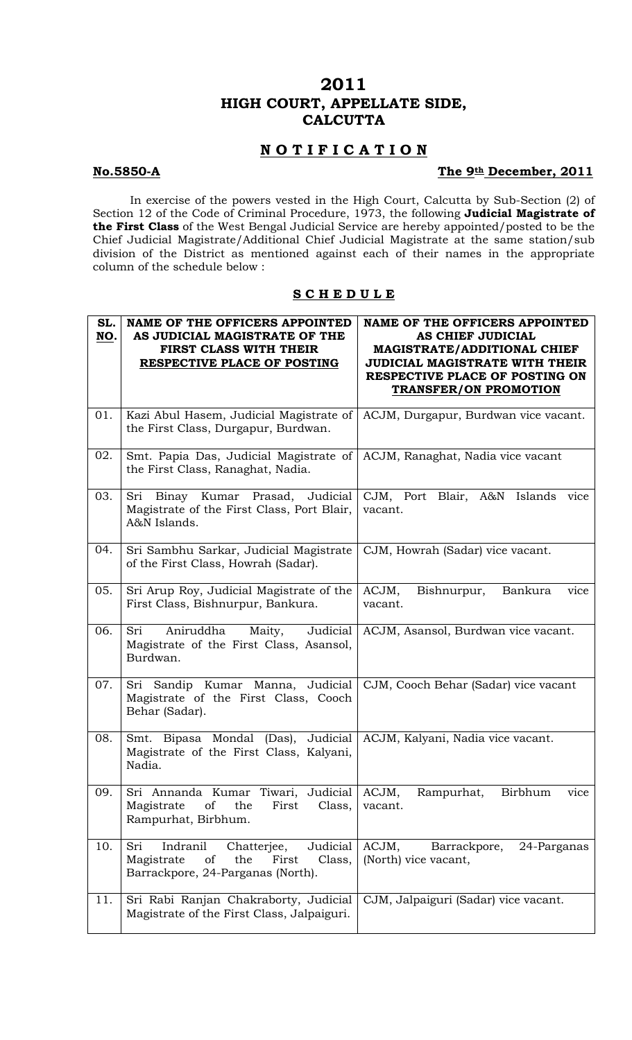# 2011
# HIGH COURT, APPELLATE SIDE, CALCUTTA

## N O T I F I C A T I O N

**No.5850-A** **The 9th December, 2011**

In exercise of the powers vested in the High Court, Calcutta by Sub-Section (2) of Section 12 of the Code of Criminal Procedure, 1973, the following **Judicial Magistrate of the First Class** of the West Bengal Judicial Service are hereby appointed/posted to be the Chief Judicial Magistrate/Additional Chief Judicial Magistrate at the same station/sub division of the District as mentioned against each of their names in the appropriate column of the schedule below :

## S C H E D U L E

| SL. NO. | NAME OF THE OFFICERS APPOINTED AS JUDICIAL MAGISTRATE OF THE FIRST CLASS WITH THEIR RESPECTIVE PLACE OF POSTING | NAME OF THE OFFICERS APPOINTED AS CHIEF JUDICIAL MAGISTRATE/ADDITIONAL CHIEF JUDICIAL MAGISTRATE WITH THEIR RESPECTIVE PLACE OF POSTING ON TRANSFER/ON PROMOTION |
|---|---|---|
| 01. | Kazi Abul Hasem, Judicial Magistrate of the First Class, Durgapur, Burdwan. | ACJM, Durgapur, Burdwan vice vacant. |
| 02. | Smt. Papia Das, Judicial Magistrate of the First Class, Ranaghat, Nadia. | ACJM, Ranaghat, Nadia vice vacant |
| 03. | Sri Binay Kumar Prasad, Judicial Magistrate of the First Class, Port Blair, A&N Islands. | CJM, Port Blair, A&N Islands vice vacant. |
| 04. | Sri Sambhu Sarkar, Judicial Magistrate of the First Class, Howrah (Sadar). | CJM, Howrah (Sadar) vice vacant. |
| 05. | Sri Arup Roy, Judicial Magistrate of the First Class, Bishnurpur, Bankura. | ACJM, Bishnurpur, Bankura vice vacant. |
| 06. | Sri Aniruddha Maity, Judicial Magistrate of the First Class, Asansol, Burdwan. | ACJM, Asansol, Burdwan vice vacant. |
| 07. | Sri Sandip Kumar Manna, Judicial Magistrate of the First Class, Cooch Behar (Sadar). | CJM, Cooch Behar (Sadar) vice vacant |
| 08. | Smt. Bipasa Mondal (Das), Judicial Magistrate of the First Class, Kalyani, Nadia. | ACJM, Kalyani, Nadia vice vacant. |
| 09. | Sri Annanda Kumar Tiwari, Judicial Magistrate of the First Class, Rampurhat, Birbhum. | ACJM, Rampurhat, Birbhum vice vacant. |
| 10. | Sri Indranil Chatterjee, Judicial Magistrate of the First Class, Barrackpore, 24-Parganas (North). | ACJM, Barrackpore, 24-Parganas (North) vice vacant, |
| 11. | Sri Rabi Ranjan Chakraborty, Judicial Magistrate of the First Class, Jalpaiguri. | CJM, Jalpaiguri (Sadar) vice vacant. |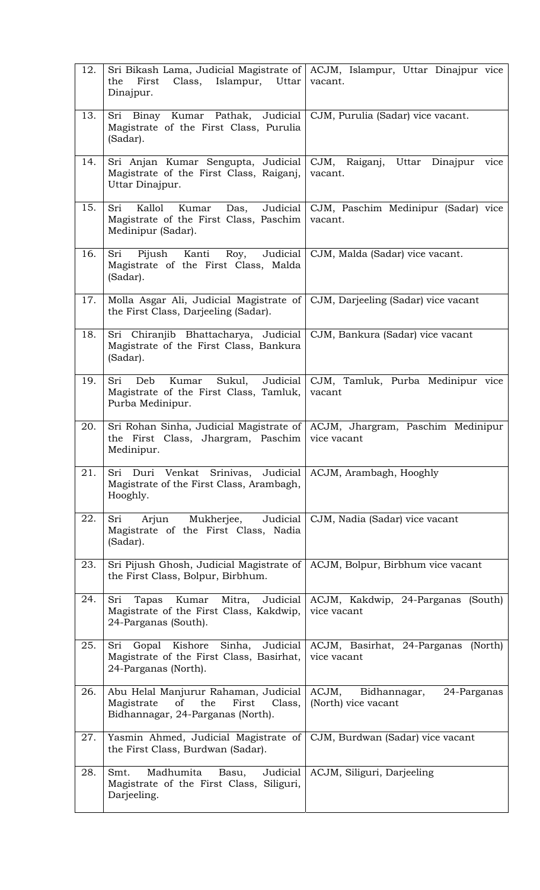| | | |
|---|---|---|
| 12. | Sri Bikash Lama, Judicial Magistrate of the First Class, Islampur, Uttar Dinajpur. | ACJM, Islampur, Uttar Dinajpur vice vacant. |
| 13. | Sri Binay Kumar Pathak, Judicial Magistrate of the First Class, Purulia (Sadar). | CJM, Purulia (Sadar) vice vacant. |
| 14. | Sri Anjan Kumar Sengupta, Judicial Magistrate of the First Class, Raiganj, Uttar Dinajpur. | CJM, Raiganj, Uttar Dinajpur vice vacant. |
| 15. | Sri Kallol Kumar Das, Judicial Magistrate of the First Class, Paschim Medinipur (Sadar). | CJM, Paschim Medinipur (Sadar) vice vacant. |
| 16. | Sri Pijush Kanti Roy, Judicial Magistrate of the First Class, Malda (Sadar). | CJM, Malda (Sadar) vice vacant. |
| 17. | Molla Asgar Ali, Judicial Magistrate of the First Class, Darjeeling (Sadar). | CJM, Darjeeling (Sadar) vice vacant |
| 18. | Sri Chiranjib Bhattacharya, Judicial Magistrate of the First Class, Bankura (Sadar). | CJM, Bankura (Sadar) vice vacant |
| 19. | Sri Deb Kumar Sukul, Judicial Magistrate of the First Class, Tamluk, Purba Medinipur. | CJM, Tamluk, Purba Medinipur vice vacant |
| 20. | Sri Rohan Sinha, Judicial Magistrate of the First Class, Jhargram, Paschim Medinipur. | ACJM, Jhargram, Paschim Medinipur vice vacant |
| 21. | Sri Duri Venkat Srinivas, Judicial Magistrate of the First Class, Arambagh, Hooghly. | ACJM, Arambagh, Hooghly |
| 22. | Sri Arjun Mukherjee, Judicial Magistrate of the First Class, Nadia (Sadar). | CJM, Nadia (Sadar) vice vacant |
| 23. | Sri Pijush Ghosh, Judicial Magistrate of the First Class, Bolpur, Birbhum. | ACJM, Bolpur, Birbhum vice vacant |
| 24. | Sri Tapas Kumar Mitra, Judicial Magistrate of the First Class, Kakdwip, 24-Parganas (South). | ACJM, Kakdwip, 24-Parganas (South) vice vacant |
| 25. | Sri Gopal Kishore Sinha, Judicial Magistrate of the First Class, Basirhat, 24-Parganas (North). | ACJM, Basirhat, 24-Parganas (North) vice vacant |
| 26. | Abu Helal Manjurur Rahaman, Judicial Magistrate of the First Class, Bidhannagar, 24-Parganas (North). | ACJM, Bidhannagar, 24-Parganas (North) vice vacant |
| 27. | Yasmin Ahmed, Judicial Magistrate of the First Class, Burdwan (Sadar). | CJM, Burdwan (Sadar) vice vacant |
| 28. | Smt. Madhumita Basu, Judicial Magistrate of the First Class, Siliguri, Darjeeling. | ACJM, Siliguri, Darjeeling |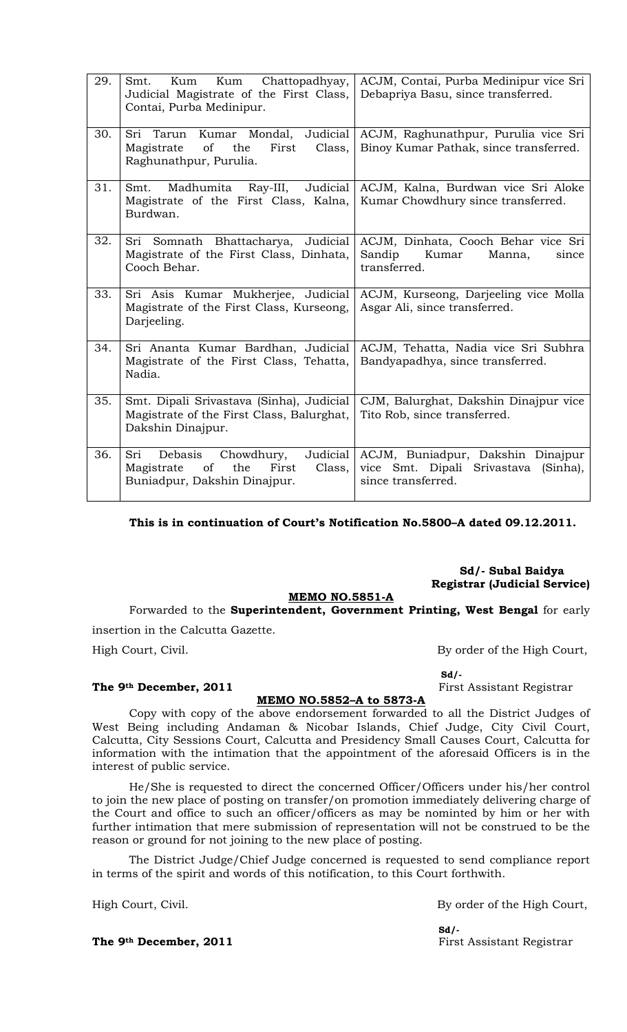| | | |
|---|---|---|
| 29. | Smt. Kum Kum Chattopadhyay, Judicial Magistrate of the First Class, Contai, Purba Medinipur. | ACJM, Contai, Purba Medinipur vice Sri Debapriya Basu, since transferred. |
| 30. | Sri Tarun Kumar Mondal, Judicial Magistrate of the First Class, Raghunathpur, Purulia. | ACJM, Raghunathpur, Purulia vice Sri Binoy Kumar Pathak, since transferred. |
| 31. | Smt. Madhumita Ray-III, Judicial Magistrate of the First Class, Kalna, Burdwan. | ACJM, Kalna, Burdwan vice Sri Aloke Kumar Chowdhury since transferred. |
| 32. | Sri Somnath Bhattacharya, Judicial Magistrate of the First Class, Dinhata, Cooch Behar. | ACJM, Dinhata, Cooch Behar vice Sri Sandip Kumar Manna, since transferred. |
| 33. | Sri Asis Kumar Mukherjee, Judicial Magistrate of the First Class, Kurseong, Darjeeling. | ACJM, Kurseong, Darjeeling vice Molla Asgar Ali, since transferred. |
| 34. | Sri Ananta Kumar Bardhan, Judicial Magistrate of the First Class, Tehatta, Nadia. | ACJM, Tehatta, Nadia vice Sri Subhra Bandyapadhya, since transferred. |
| 35. | Smt. Dipali Srivastava (Sinha), Judicial Magistrate of the First Class, Balurghat, Dakshin Dinajpur. | CJM, Balurghat, Dakshin Dinajpur vice Tito Rob, since transferred. |
| 36. | Sri Debasis Chowdhury, Judicial Magistrate of the First Class, Buniadpur, Dakshin Dinajpur. | ACJM, Buniadpur, Dakshin Dinajpur vice Smt. Dipali Srivastava (Sinha), since transferred. |

**This is in continuation of Court's Notification No.5800–A dated 09.12.2011.**

**Sd/- Subal Baidya**
**Registrar (Judicial Service)**

**MEMO NO.5851-A**

Forwarded to the **Superintendent, Government Printing, West Bengal** for early insertion in the Calcutta Gazette.

High Court, Civil. By order of the High Court,

Sd/-

**The 9th December, 2011** First Assistant Registrar

**MEMO NO.5852–A to 5873-A**

Copy with copy of the above endorsement forwarded to all the District Judges of West Being including Andaman & Nicobar Islands, Chief Judge, City Civil Court, Calcutta, City Sessions Court, Calcutta and Presidency Small Causes Court, Calcutta for information with the intimation that the appointment of the aforesaid Officers is in the interest of public service.

He/She is requested to direct the concerned Officer/Officers under his/her control to join the new place of posting on transfer/on promotion immediately delivering charge of the Court and office to such an officer/officers as may be nominted by him or her with further intimation that mere submission of representation will not be construed to be the reason or ground for not joining to the new place of posting.

The District Judge/Chief Judge concerned is requested to send compliance report in terms of the spirit and words of this notification, to this Court forthwith.

High Court, Civil. By order of the High Court,

Sd/-

**The 9th December, 2011** First Assistant Registrar